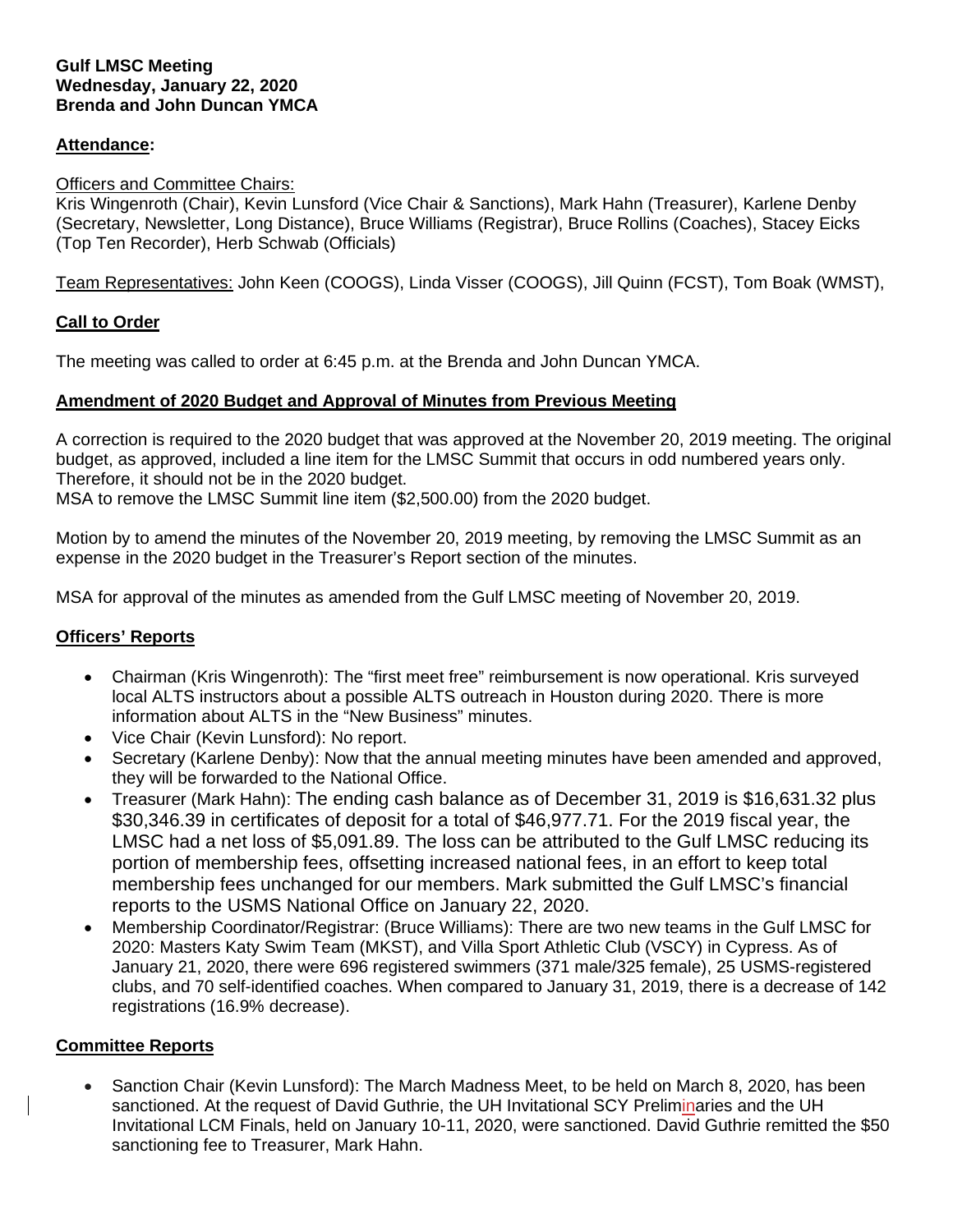**Gulf LMSC Meeting**
**Wednesday, January 22, 2020**
**Brenda and John Duncan YMCA**

## **Attendance:**

Officers and Committee Chairs:
Kris Wingenroth (Chair), Kevin Lunsford (Vice Chair & Sanctions), Mark Hahn (Treasurer), Karlene Denby (Secretary, Newsletter, Long Distance), Bruce Williams (Registrar), Bruce Rollins (Coaches), Stacey Eicks (Top Ten Recorder), Herb Schwab (Officials)

Team Representatives: John Keen (COOGS), Linda Visser (COOGS), Jill Quinn (FCST), Tom Boak (WMST),

## **Call to Order**

The meeting was called to order at 6:45 p.m. at the Brenda and John Duncan YMCA.

## **Amendment of 2020 Budget and Approval of Minutes from Previous Meeting**

A correction is required to the 2020 budget that was approved at the November 20, 2019 meeting. The original budget, as approved, included a line item for the LMSC Summit that occurs in odd numbered years only. Therefore, it should not be in the 2020 budget.
MSA to remove the LMSC Summit line item ($2,500.00) from the 2020 budget.

Motion by to amend the minutes of the November 20, 2019 meeting, by removing the LMSC Summit as an expense in the 2020 budget in the Treasurer's Report section of the minutes.

MSA for approval of the minutes as amended from the Gulf LMSC meeting of November 20, 2019.

## **Officers' Reports**

- Chairman (Kris Wingenroth): The "first meet free" reimbursement is now operational. Kris surveyed local ALTS instructors about a possible ALTS outreach in Houston during 2020. There is more information about ALTS in the "New Business" minutes.
- Vice Chair (Kevin Lunsford): No report.
- Secretary (Karlene Denby): Now that the annual meeting minutes have been amended and approved, they will be forwarded to the National Office.
- Treasurer (Mark Hahn): The ending cash balance as of December 31, 2019 is $16,631.32 plus $30,346.39 in certificates of deposit for a total of $46,977.71. For the 2019 fiscal year, the LMSC had a net loss of $5,091.89. The loss can be attributed to the Gulf LMSC reducing its portion of membership fees, offsetting increased national fees, in an effort to keep total membership fees unchanged for our members. Mark submitted the Gulf LMSC's financial reports to the USMS National Office on January 22, 2020.
- Membership Coordinator/Registrar: (Bruce Williams): There are two new teams in the Gulf LMSC for 2020: Masters Katy Swim Team (MKST), and Villa Sport Athletic Club (VSCY) in Cypress. As of January 21, 2020, there were 696 registered swimmers (371 male/325 female), 25 USMS-registered clubs, and 70 self-identified coaches. When compared to January 31, 2019, there is a decrease of 142 registrations (16.9% decrease).

## **Committee Reports**

- Sanction Chair (Kevin Lunsford): The March Madness Meet, to be held on March 8, 2020, has been sanctioned. At the request of David Guthrie, the UH Invitational SCY Preliminaries and the UH Invitational LCM Finals, held on January 10-11, 2020, were sanctioned. David Guthrie remitted the $50 sanctioning fee to Treasurer, Mark Hahn.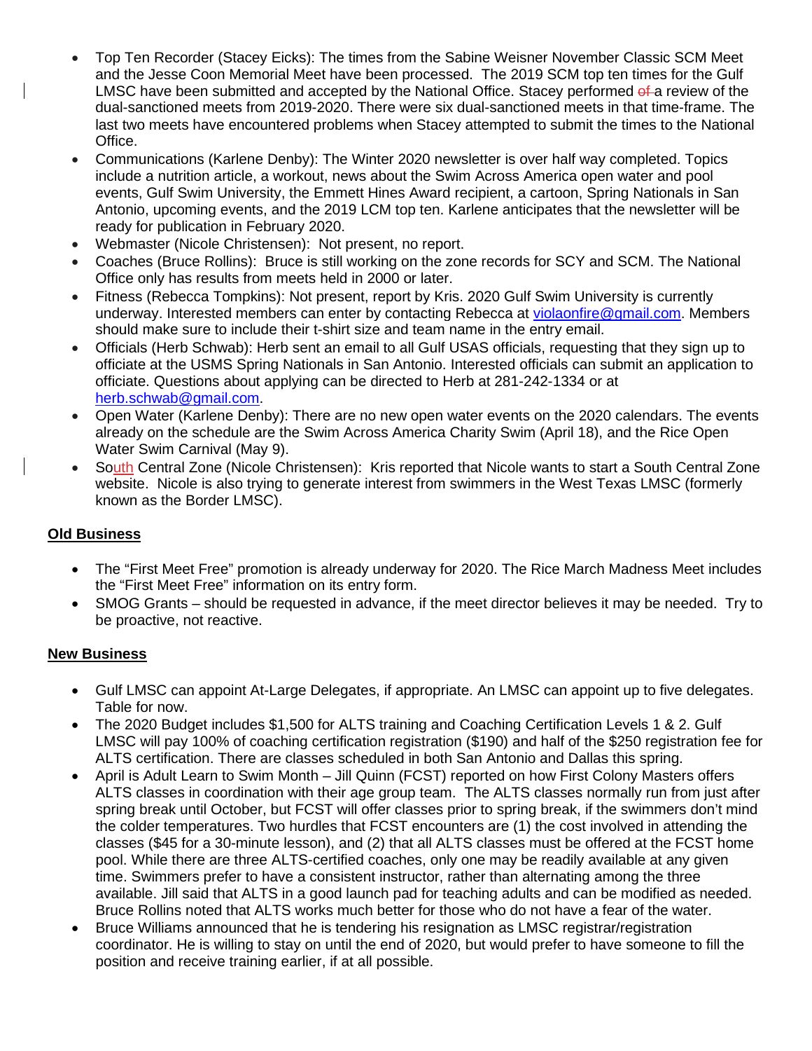- Top Ten Recorder (Stacey Eicks): The times from the Sabine Weisner November Classic SCM Meet and the Jesse Coon Memorial Meet have been processed. The 2019 SCM top ten times for the Gulf LMSC have been submitted and accepted by the National Office. Stacey performed ~~of~~ a review of the dual-sanctioned meets from 2019-2020. There were six dual-sanctioned meets in that time-frame. The last two meets have encountered problems when Stacey attempted to submit the times to the National Office.
- Communications (Karlene Denby): The Winter 2020 newsletter is over half way completed. Topics include a nutrition article, a workout, news about the Swim Across America open water and pool events, Gulf Swim University, the Emmett Hines Award recipient, a cartoon, Spring Nationals in San Antonio, upcoming events, and the 2019 LCM top ten. Karlene anticipates that the newsletter will be ready for publication in February 2020.
- Webmaster (Nicole Christensen): Not present, no report.
- Coaches (Bruce Rollins): Bruce is still working on the zone records for SCY and SCM. The National Office only has results from meets held in 2000 or later.
- Fitness (Rebecca Tompkins): Not present, report by Kris. 2020 Gulf Swim University is currently underway. Interested members can enter by contacting Rebecca at violaonfire@gmail.com. Members should make sure to include their t-shirt size and team name in the entry email.
- Officials (Herb Schwab): Herb sent an email to all Gulf USAS officials, requesting that they sign up to officiate at the USMS Spring Nationals in San Antonio. Interested officials can submit an application to officiate. Questions about applying can be directed to Herb at 281-242-1334 or at herb.schwab@gmail.com.
- Open Water (Karlene Denby): There are no new open water events on the 2020 calendars. The events already on the schedule are the Swim Across America Charity Swim (April 18), and the Rice Open Water Swim Carnival (May 9).
- South Central Zone (Nicole Christensen): Kris reported that Nicole wants to start a South Central Zone website. Nicole is also trying to generate interest from swimmers in the West Texas LMSC (formerly known as the Border LMSC).

**Old Business**

- The "First Meet Free" promotion is already underway for 2020. The Rice March Madness Meet includes the "First Meet Free" information on its entry form.
- SMOG Grants – should be requested in advance, if the meet director believes it may be needed. Try to be proactive, not reactive.

**New Business**

- Gulf LMSC can appoint At-Large Delegates, if appropriate. An LMSC can appoint up to five delegates. Table for now.
- The 2020 Budget includes $1,500 for ALTS training and Coaching Certification Levels 1 & 2. Gulf LMSC will pay 100% of coaching certification registration ($190) and half of the $250 registration fee for ALTS certification. There are classes scheduled in both San Antonio and Dallas this spring.
- April is Adult Learn to Swim Month – Jill Quinn (FCST) reported on how First Colony Masters offers ALTS classes in coordination with their age group team. The ALTS classes normally run from just after spring break until October, but FCST will offer classes prior to spring break, if the swimmers don't mind the colder temperatures. Two hurdles that FCST encounters are (1) the cost involved in attending the classes ($45 for a 30-minute lesson), and (2) that all ALTS classes must be offered at the FCST home pool. While there are three ALTS-certified coaches, only one may be readily available at any given time. Swimmers prefer to have a consistent instructor, rather than alternating among the three available. Jill said that ALTS in a good launch pad for teaching adults and can be modified as needed. Bruce Rollins noted that ALTS works much better for those who do not have a fear of the water.
- Bruce Williams announced that he is tendering his resignation as LMSC registrar/registration coordinator. He is willing to stay on until the end of 2020, but would prefer to have someone to fill the position and receive training earlier, if at all possible.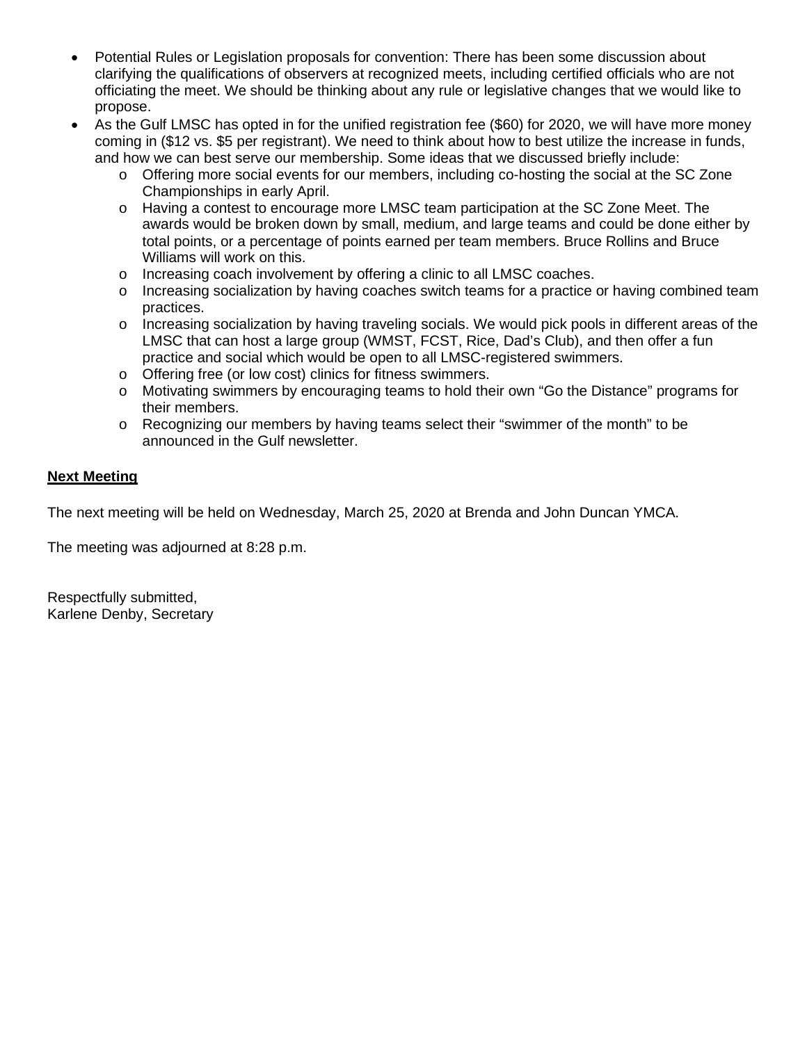- Potential Rules or Legislation proposals for convention: There has been some discussion about clarifying the qualifications of observers at recognized meets, including certified officials who are not officiating the meet. We should be thinking about any rule or legislative changes that we would like to propose.
- As the Gulf LMSC has opted in for the unified registration fee ($60) for 2020, we will have more money coming in ($12 vs. $5 per registrant). We need to think about how to best utilize the increase in funds, and how we can best serve our membership. Some ideas that we discussed briefly include:
  - Offering more social events for our members, including co-hosting the social at the SC Zone Championships in early April.
  - Having a contest to encourage more LMSC team participation at the SC Zone Meet. The awards would be broken down by small, medium, and large teams and could be done either by total points, or a percentage of points earned per team members. Bruce Rollins and Bruce Williams will work on this.
  - Increasing coach involvement by offering a clinic to all LMSC coaches.
  - Increasing socialization by having coaches switch teams for a practice or having combined team practices.
  - Increasing socialization by having traveling socials. We would pick pools in different areas of the LMSC that can host a large group (WMST, FCST, Rice, Dad's Club), and then offer a fun practice and social which would be open to all LMSC-registered swimmers.
  - Offering free (or low cost) clinics for fitness swimmers.
  - Motivating swimmers by encouraging teams to hold their own "Go the Distance" programs for their members.
  - Recognizing our members by having teams select their "swimmer of the month" to be announced in the Gulf newsletter.

**Next Meeting**

The next meeting will be held on Wednesday, March 25, 2020 at Brenda and John Duncan YMCA.

The meeting was adjourned at 8:28 p.m.

Respectfully submitted,
Karlene Denby, Secretary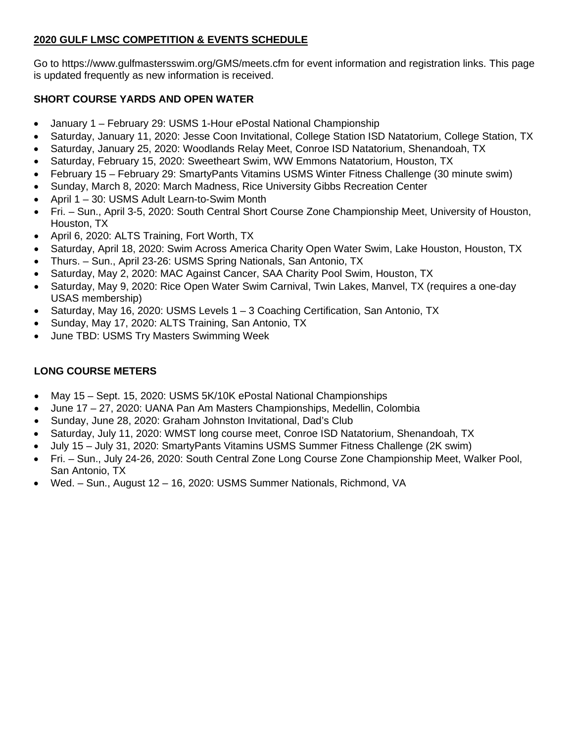## 2020 GULF LMSC COMPETITION & EVENTS SCHEDULE

Go to https://www.gulfmastersswim.org/GMS/meets.cfm for event information and registration links. This page is updated frequently as new information is received.

### SHORT COURSE YARDS AND OPEN WATER

- January 1 – February 29: USMS 1-Hour ePostal National Championship
- Saturday, January 11, 2020: Jesse Coon Invitational, College Station ISD Natatorium, College Station, TX
- Saturday, January 25, 2020: Woodlands Relay Meet, Conroe ISD Natatorium, Shenandoah, TX
- Saturday, February 15, 2020: Sweetheart Swim, WW Emmons Natatorium, Houston, TX
- February 15 – February 29: SmartyPants Vitamins USMS Winter Fitness Challenge (30 minute swim)
- Sunday, March 8, 2020: March Madness, Rice University Gibbs Recreation Center
- April 1 – 30: USMS Adult Learn-to-Swim Month
- Fri. – Sun., April 3-5, 2020: South Central Short Course Zone Championship Meet, University of Houston, Houston, TX
- April 6, 2020: ALTS Training, Fort Worth, TX
- Saturday, April 18, 2020: Swim Across America Charity Open Water Swim, Lake Houston, Houston, TX
- Thurs. – Sun., April 23-26: USMS Spring Nationals, San Antonio, TX
- Saturday, May 2, 2020: MAC Against Cancer, SAA Charity Pool Swim, Houston, TX
- Saturday, May 9, 2020: Rice Open Water Swim Carnival, Twin Lakes, Manvel, TX (requires a one-day USAS membership)
- Saturday, May 16, 2020: USMS Levels 1 – 3 Coaching Certification, San Antonio, TX
- Sunday, May 17, 2020: ALTS Training, San Antonio, TX
- June TBD: USMS Try Masters Swimming Week

### LONG COURSE METERS

- May 15 – Sept. 15, 2020: USMS 5K/10K ePostal National Championships
- June 17 – 27, 2020: UANA Pan Am Masters Championships, Medellin, Colombia
- Sunday, June 28, 2020: Graham Johnston Invitational, Dad's Club
- Saturday, July 11, 2020: WMST long course meet, Conroe ISD Natatorium, Shenandoah, TX
- July 15 – July 31, 2020: SmartyPants Vitamins USMS Summer Fitness Challenge (2K swim)
- Fri. – Sun., July 24-26, 2020: South Central Zone Long Course Zone Championship Meet, Walker Pool, San Antonio, TX
- Wed. – Sun., August 12 – 16, 2020: USMS Summer Nationals, Richmond, VA